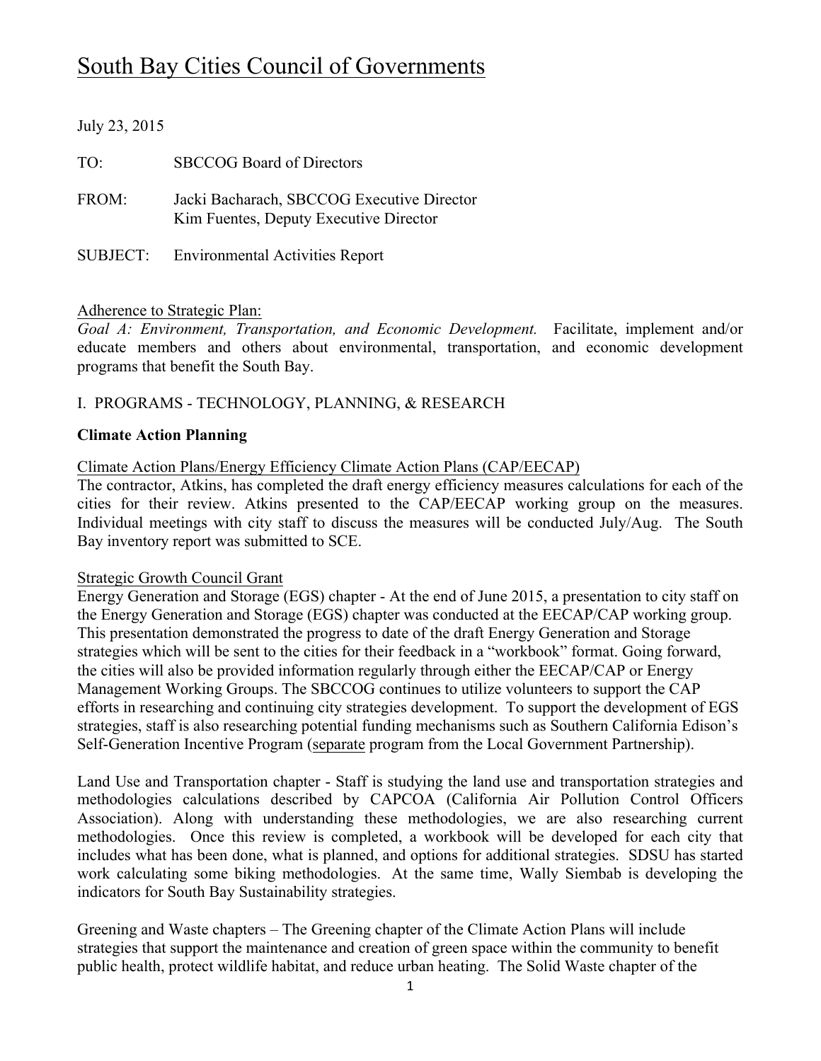# South Bay Cities Council of Governments

July 23, 2015

TO: SBCCOG Board of Directors

FROM: Jacki Bacharach, SBCCOG Executive Director
Kim Fuentes, Deputy Executive Director

SUBJECT: Environmental Activities Report

Adherence to Strategic Plan:
*Goal A: Environment, Transportation, and Economic Development.* Facilitate, implement and/or educate members and others about environmental, transportation, and economic development programs that benefit the South Bay.

I. PROGRAMS - TECHNOLOGY, PLANNING, & RESEARCH

**Climate Action Planning**

Climate Action Plans/Energy Efficiency Climate Action Plans (CAP/EECAP)
The contractor, Atkins, has completed the draft energy efficiency measures calculations for each of the cities for their review. Atkins presented to the CAP/EECAP working group on the measures. Individual meetings with city staff to discuss the measures will be conducted July/Aug. The South Bay inventory report was submitted to SCE.

Strategic Growth Council Grant
Energy Generation and Storage (EGS) chapter - At the end of June 2015, a presentation to city staff on the Energy Generation and Storage (EGS) chapter was conducted at the EECAP/CAP working group. This presentation demonstrated the progress to date of the draft Energy Generation and Storage strategies which will be sent to the cities for their feedback in a "workbook" format. Going forward, the cities will also be provided information regularly through either the EECAP/CAP or Energy Management Working Groups. The SBCCOG continues to utilize volunteers to support the CAP efforts in researching and continuing city strategies development. To support the development of EGS strategies, staff is also researching potential funding mechanisms such as Southern California Edison's Self-Generation Incentive Program (separate program from the Local Government Partnership).

Land Use and Transportation chapter - Staff is studying the land use and transportation strategies and methodologies calculations described by CAPCOA (California Air Pollution Control Officers Association). Along with understanding these methodologies, we are also researching current methodologies. Once this review is completed, a workbook will be developed for each city that includes what has been done, what is planned, and options for additional strategies. SDSU has started work calculating some biking methodologies. At the same time, Wally Siembab is developing the indicators for South Bay Sustainability strategies.

Greening and Waste chapters – The Greening chapter of the Climate Action Plans will include strategies that support the maintenance and creation of green space within the community to benefit public health, protect wildlife habitat, and reduce urban heating. The Solid Waste chapter of the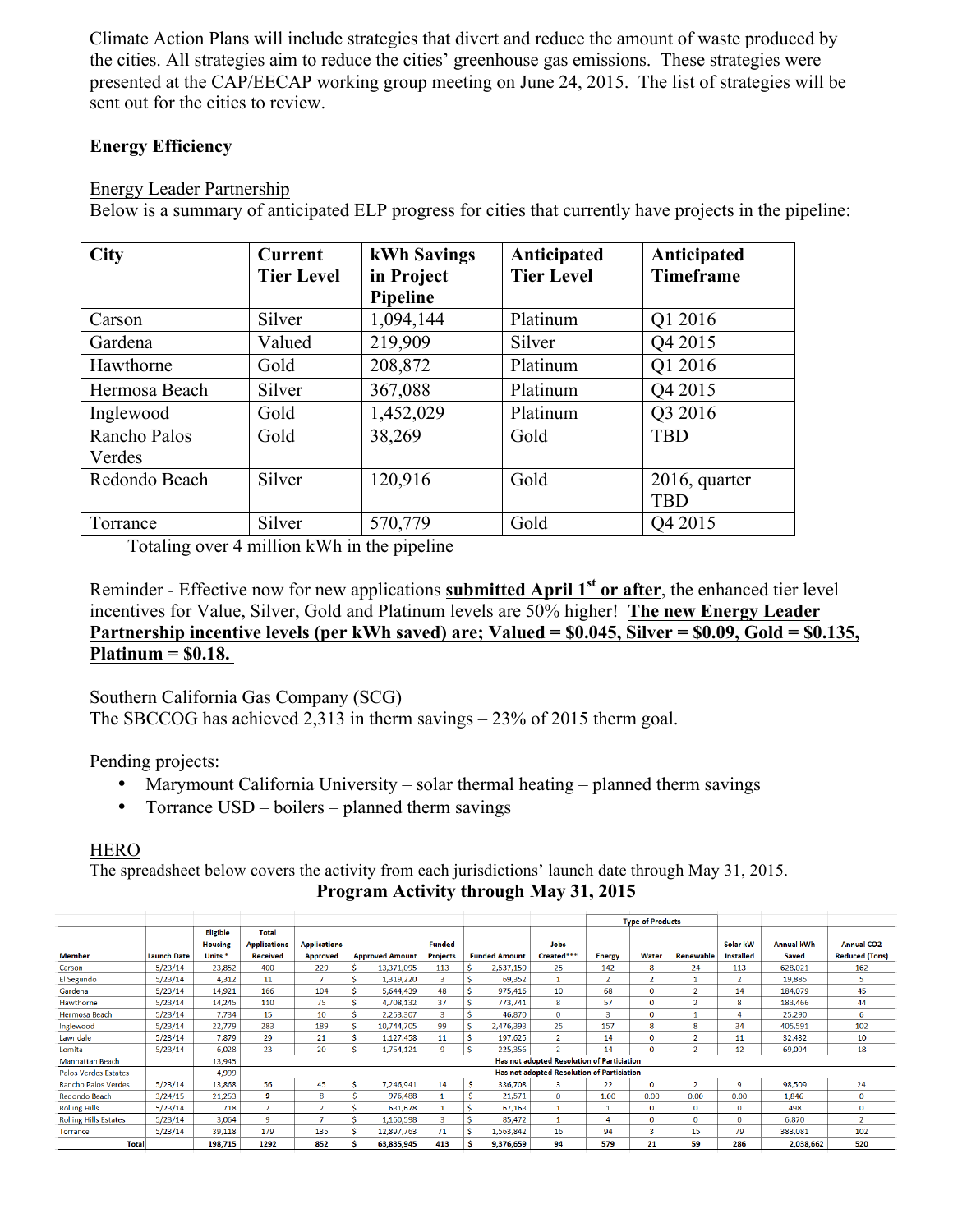Climate Action Plans will include strategies that divert and reduce the amount of waste produced by the cities. All strategies aim to reduce the cities' greenhouse gas emissions. These strategies were presented at the CAP/EECAP working group meeting on June 24, 2015. The list of strategies will be sent out for the cities to review.

**Energy Efficiency**

Energy Leader Partnership

Below is a summary of anticipated ELP progress for cities that currently have projects in the pipeline:

| City | Current Tier Level | kWh Savings in Project Pipeline | Anticipated Tier Level | Anticipated Timeframe |
|---|---|---|---|---|
| Carson | Silver | 1,094,144 | Platinum | Q1 2016 |
| Gardena | Valued | 219,909 | Silver | Q4 2015 |
| Hawthorne | Gold | 208,872 | Platinum | Q1 2016 |
| Hermosa Beach | Silver | 367,088 | Platinum | Q4 2015 |
| Inglewood | Gold | 1,452,029 | Platinum | Q3 2016 |
| Rancho Palos Verdes | Gold | 38,269 | Gold | TBD |
| Redondo Beach | Silver | 120,916 | Gold | 2016, quarter TBD |
| Torrance | Silver | 570,779 | Gold | Q4 2015 |

Totaling over 4 million kWh in the pipeline

Reminder - Effective now for new applications **submitted April 1st or after**, the enhanced tier level incentives for Value, Silver, Gold and Platinum levels are 50% higher! **The new Energy Leader Partnership incentive levels (per kWh saved) are; Valued = $0.045, Silver = $0.09, Gold = $0.135, Platinum = $0.18.**

Southern California Gas Company (SCG)

The SBCCOG has achieved 2,313 in therm savings – 23% of 2015 therm goal.

Pending projects:

- Marymount California University – solar thermal heating – planned therm savings
- Torrance USD – boilers – planned therm savings

HERO

The spreadsheet below covers the activity from each jurisdictions' launch date through May 31, 2015.

**Program Activity through May 31, 2015**

| Member | Launch Date | Eligible Housing Units * | Total Applications Received | Applications Approved | Approved Amount | Funded Projects | Funded Amount | Jobs Created*** | Type of Products: Energy | Water | Renewable | Solar kW Installed | Annual kWh Saved | Annual CO2 Reduced (Tons) |
|---|---|---|---|---|---|---|---|---|---|---|---|---|---|---|
| Carson | 5/23/14 | 23,852 | 400 | 229 | $ 13,371,095 | 113 | $ 2,537,150 | 25 | 142 | 8 | 24 | 113 | 628,021 | 162 |
| El Segundo | 5/23/14 | 4,312 | 11 | 7 | $ 1,319,220 | 3 | $ 69,352 | 1 | 2 | 2 | 1 | 2 | 19,885 | 5 |
| Gardena | 5/23/14 | 14,921 | 166 | 104 | $ 5,644,439 | 48 | $ 975,416 | 10 | 68 | 0 | 2 | 14 | 184,079 | 45 |
| Hawthorne | 5/23/14 | 14,245 | 110 | 75 | $ 4,708,132 | 37 | $ 773,741 | 8 | 57 | 0 | 2 | 8 | 183,466 | 44 |
| Hermosa Beach | 5/23/14 | 7,734 | 15 | 10 | $ 2,253,307 | 3 | $ 46,870 | 0 | 3 | 0 | 1 | 4 | 25,290 | 6 |
| Inglewood | 5/23/14 | 22,779 | 283 | 189 | $ 10,744,705 | 99 | $ 2,476,393 | 25 | 157 | 8 | 8 | 34 | 405,591 | 102 |
| Lawndale | 5/23/14 | 7,879 | 29 | 21 | $ 1,127,458 | 11 | $ 197,625 | 2 | 14 | 0 | 2 | 11 | 32,432 | 10 |
| Lomita | 5/23/14 | 6,028 | 23 | 20 | $ 1,754,121 | 9 | $ 225,356 | 2 | 14 | 0 | 2 | 12 | 69,094 | 18 |
| Manhattan Beach | | 13,945 | Has not adopted Resolution of Particiation | | | | | | | | | | | |
| Palos Verdes Estates | | 4,999 | Has not adopted Resolution of Particiation | | | | | | | | | | | |
| Rancho Palos Verdes | 5/23/14 | 13,868 | 56 | 45 | $ 7,246,941 | 14 | $ 336,708 | 3 | 22 | 0 | 2 | 9 | 98,509 | 24 |
| Redondo Beach | 3/24/15 | 21,253 | 9 | 8 | $ 976,488 | 1 | $ 21,571 | 0 | 1.00 | 0.00 | 0.00 | 0.00 | 1,846 | 0 |
| Rolling Hills | 5/23/14 | 718 | 2 | 2 | $ 631,678 | 1 | $ 67,163 | 1 | 1 | 0 | 0 | 0 | 498 | 0 |
| Rolling Hills Estates | 5/23/14 | 3,064 | 9 | 7 | $ 1,160,598 | 3 | $ 85,472 | 1 | 4 | 0 | 0 | 0 | 6,870 | 2 |
| Torrance | 5/23/14 | 39,118 | 179 | 135 | $ 12,897,763 | 71 | $ 1,563,842 | 16 | 94 | 3 | 15 | 79 | 383,081 | 102 |
| Total | | 198,715 | 1292 | 852 | $ 63,835,945 | 413 | $ 9,376,659 | 94 | 579 | 21 | 59 | 286 | 2,038,662 | 520 |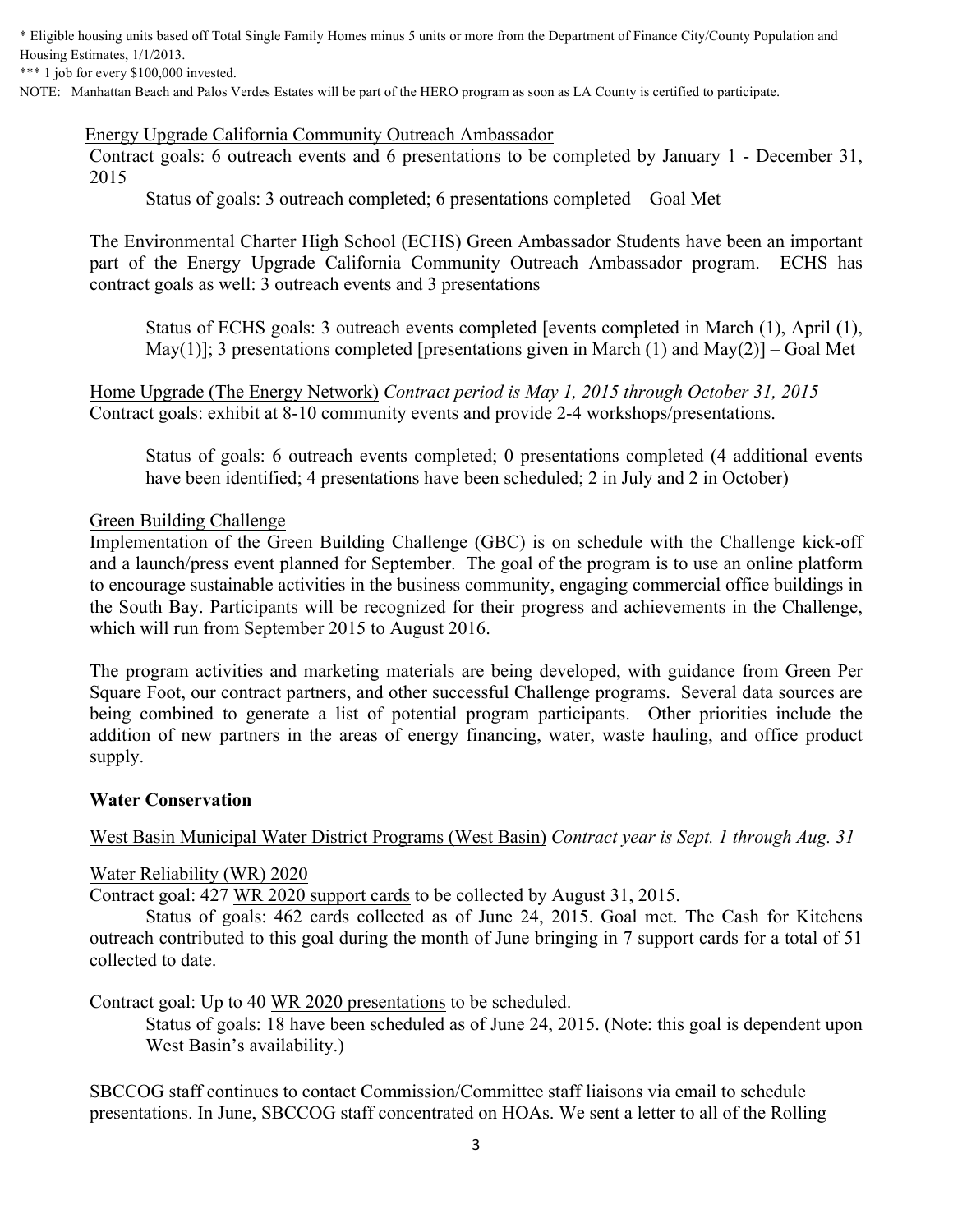* Eligible housing units based off Total Single Family Homes minus 5 units or more from the Department of Finance City/County Population and Housing Estimates, 1/1/2013.
*** 1 job for every $100,000 invested.
NOTE: Manhattan Beach and Palos Verdes Estates will be part of the HERO program as soon as LA County is certified to participate.

<u>Energy Upgrade California Community Outreach Ambassador</u>
Contract goals: 6 outreach events and 6 presentations to be completed by January 1 - December 31, 2015

Status of goals: 3 outreach completed; 6 presentations completed – Goal Met

The Environmental Charter High School (ECHS) Green Ambassador Students have been an important part of the Energy Upgrade California Community Outreach Ambassador program. ECHS has contract goals as well: 3 outreach events and 3 presentations

Status of ECHS goals: 3 outreach events completed [events completed in March (1), April (1), May(1)]; 3 presentations completed [presentations given in March (1) and May(2)] – Goal Met

<u>Home Upgrade (The Energy Network)</u> *Contract period is May 1, 2015 through October 31, 2015*
Contract goals: exhibit at 8-10 community events and provide 2-4 workshops/presentations.

Status of goals: 6 outreach events completed; 0 presentations completed (4 additional events have been identified; 4 presentations have been scheduled; 2 in July and 2 in October)

<u>Green Building Challenge</u>
Implementation of the Green Building Challenge (GBC) is on schedule with the Challenge kick-off and a launch/press event planned for September. The goal of the program is to use an online platform to encourage sustainable activities in the business community, engaging commercial office buildings in the South Bay. Participants will be recognized for their progress and achievements in the Challenge, which will run from September 2015 to August 2016.

The program activities and marketing materials are being developed, with guidance from Green Per Square Foot, our contract partners, and other successful Challenge programs. Several data sources are being combined to generate a list of potential program participants. Other priorities include the addition of new partners in the areas of energy financing, water, waste hauling, and office product supply.

**Water Conservation**

<u>West Basin Municipal Water District Programs (West Basin)</u> *Contract year is Sept. 1 through Aug. 31*

<u>Water Reliability (WR) 2020</u>
Contract goal: 427 <u>WR 2020 support cards</u> to be collected by August 31, 2015.

Status of goals: 462 cards collected as of June 24, 2015. Goal met. The Cash for Kitchens outreach contributed to this goal during the month of June bringing in 7 support cards for a total of 51 collected to date.

Contract goal: Up to 40 <u>WR 2020 presentations</u> to be scheduled.

Status of goals: 18 have been scheduled as of June 24, 2015. (Note: this goal is dependent upon West Basin's availability.)

SBCCOG staff continues to contact Commission/Committee staff liaisons via email to schedule presentations. In June, SBCCOG staff concentrated on HOAs. We sent a letter to all of the Rolling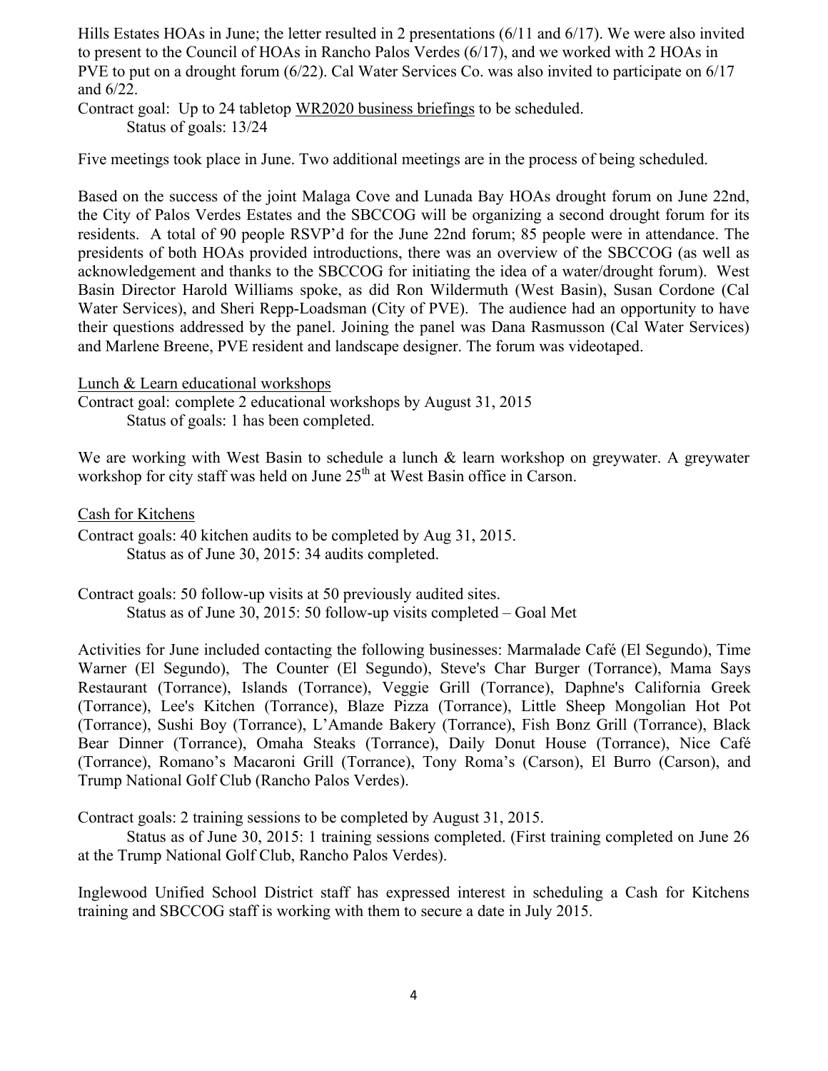Hills Estates HOAs in June; the letter resulted in 2 presentations (6/11 and 6/17). We were also invited to present to the Council of HOAs in Rancho Palos Verdes (6/17), and we worked with 2 HOAs in PVE to put on a drought forum (6/22). Cal Water Services Co. was also invited to participate on 6/17 and 6/22.

Contract goal: Up to 24 tabletop WR2020 business briefings to be scheduled.
Status of goals: 13/24

Five meetings took place in June. Two additional meetings are in the process of being scheduled.

Based on the success of the joint Malaga Cove and Lunada Bay HOAs drought forum on June 22nd, the City of Palos Verdes Estates and the SBCCOG will be organizing a second drought forum for its residents. A total of 90 people RSVP'd for the June 22nd forum; 85 people were in attendance. The presidents of both HOAs provided introductions, there was an overview of the SBCCOG (as well as acknowledgement and thanks to the SBCCOG for initiating the idea of a water/drought forum). West Basin Director Harold Williams spoke, as did Ron Wildermuth (West Basin), Susan Cordone (Cal Water Services), and Sheri Repp-Loadsman (City of PVE). The audience had an opportunity to have their questions addressed by the panel. Joining the panel was Dana Rasmusson (Cal Water Services) and Marlene Breene, PVE resident and landscape designer. The forum was videotaped.

Lunch & Learn educational workshops

Contract goal: complete 2 educational workshops by August 31, 2015
Status of goals: 1 has been completed.

We are working with West Basin to schedule a lunch & learn workshop on greywater. A greywater workshop for city staff was held on June 25th at West Basin office in Carson.

Cash for Kitchens

Contract goals: 40 kitchen audits to be completed by Aug 31, 2015.
Status as of June 30, 2015: 34 audits completed.

Contract goals: 50 follow-up visits at 50 previously audited sites.
Status as of June 30, 2015: 50 follow-up visits completed – Goal Met

Activities for June included contacting the following businesses: Marmalade Café (El Segundo), Time Warner (El Segundo), The Counter (El Segundo), Steve's Char Burger (Torrance), Mama Says Restaurant (Torrance), Islands (Torrance), Veggie Grill (Torrance), Daphne's California Greek (Torrance), Lee's Kitchen (Torrance), Blaze Pizza (Torrance), Little Sheep Mongolian Hot Pot (Torrance), Sushi Boy (Torrance), L'Amande Bakery (Torrance), Fish Bonz Grill (Torrance), Black Bear Dinner (Torrance), Omaha Steaks (Torrance), Daily Donut House (Torrance), Nice Café (Torrance), Romano's Macaroni Grill (Torrance), Tony Roma's (Carson), El Burro (Carson), and Trump National Golf Club (Rancho Palos Verdes).

Contract goals: 2 training sessions to be completed by August 31, 2015.
Status as of June 30, 2015: 1 training sessions completed. (First training completed on June 26 at the Trump National Golf Club, Rancho Palos Verdes).

Inglewood Unified School District staff has expressed interest in scheduling a Cash for Kitchens training and SBCCOG staff is working with them to secure a date in July 2015.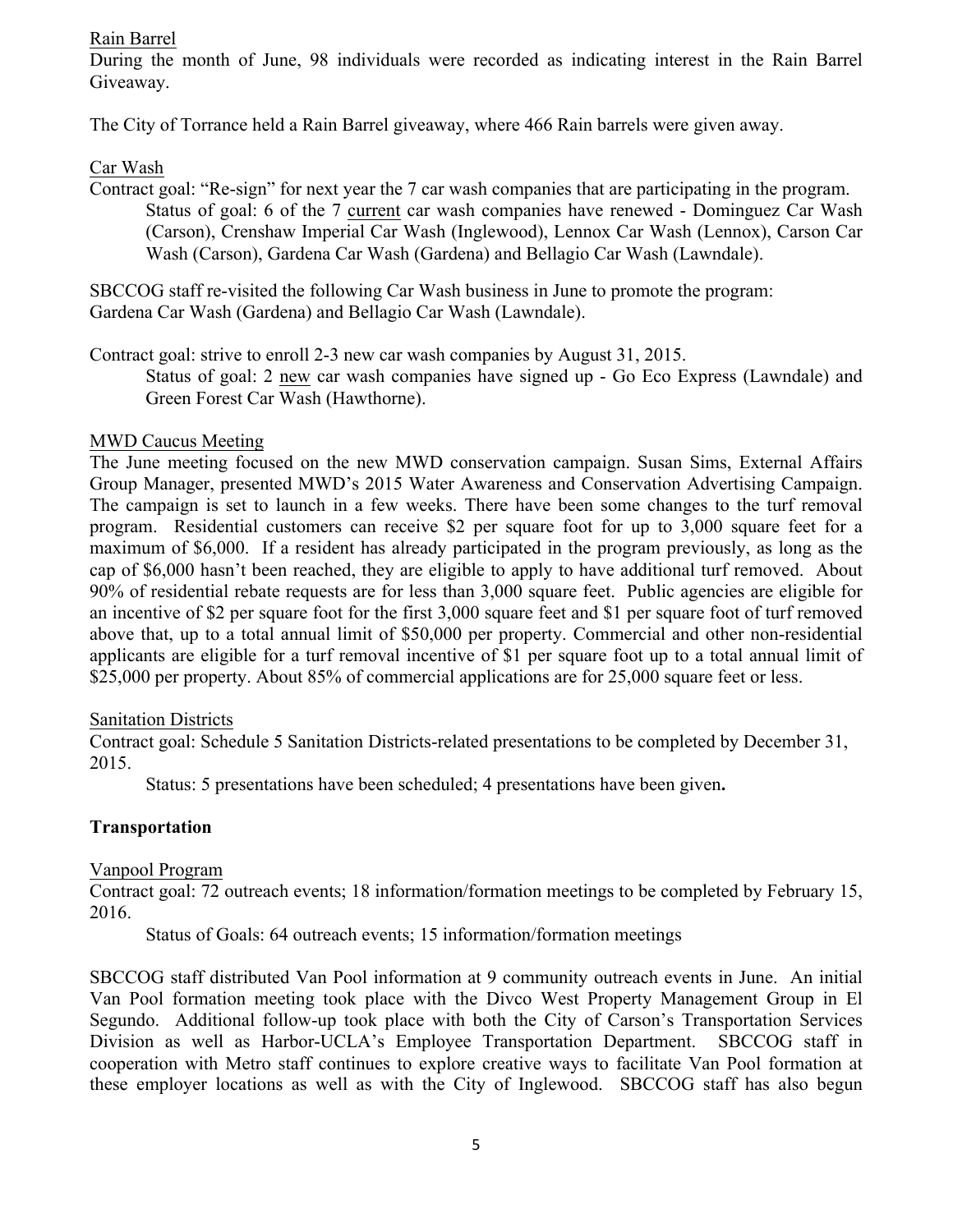<u>Rain Barrel</u>

During the month of June, 98 individuals were recorded as indicating interest in the Rain Barrel Giveaway.

The City of Torrance held a Rain Barrel giveaway, where 466 Rain barrels were given away.

<u>Car Wash</u>

Contract goal: "Re-sign" for next year the 7 car wash companies that are participating in the program.

> Status of goal: 6 of the 7 <u>current</u> car wash companies have renewed - Dominguez Car Wash (Carson), Crenshaw Imperial Car Wash (Inglewood), Lennox Car Wash (Lennox), Carson Car Wash (Carson), Gardena Car Wash (Gardena) and Bellagio Car Wash (Lawndale).

SBCCOG staff re-visited the following Car Wash business in June to promote the program: Gardena Car Wash (Gardena) and Bellagio Car Wash (Lawndale).

Contract goal: strive to enroll 2-3 new car wash companies by August 31, 2015.

> Status of goal: 2 <u>new</u> car wash companies have signed up - Go Eco Express (Lawndale) and Green Forest Car Wash (Hawthorne).

<u>MWD Caucus Meeting</u>

The June meeting focused on the new MWD conservation campaign. Susan Sims, External Affairs Group Manager, presented MWD's 2015 Water Awareness and Conservation Advertising Campaign. The campaign is set to launch in a few weeks. There have been some changes to the turf removal program. Residential customers can receive $2 per square foot for up to 3,000 square feet for a maximum of $6,000. If a resident has already participated in the program previously, as long as the cap of $6,000 hasn't been reached, they are eligible to apply to have additional turf removed. About 90% of residential rebate requests are for less than 3,000 square feet. Public agencies are eligible for an incentive of $2 per square foot for the first 3,000 square feet and $1 per square foot of turf removed above that, up to a total annual limit of $50,000 per property. Commercial and other non-residential applicants are eligible for a turf removal incentive of $1 per square foot up to a total annual limit of $25,000 per property. About 85% of commercial applications are for 25,000 square feet or less.

<u>Sanitation Districts</u>

Contract goal: Schedule 5 Sanitation Districts-related presentations to be completed by December 31, 2015.

> Status: 5 presentations have been scheduled; 4 presentations have been given**.**

**Transportation**

<u>Vanpool Program</u>

Contract goal: 72 outreach events; 18 information/formation meetings to be completed by February 15, 2016.

> Status of Goals: 64 outreach events; 15 information/formation meetings

SBCCOG staff distributed Van Pool information at 9 community outreach events in June. An initial Van Pool formation meeting took place with the Divco West Property Management Group in El Segundo. Additional follow-up took place with both the City of Carson's Transportation Services Division as well as Harbor-UCLA's Employee Transportation Department. SBCCOG staff in cooperation with Metro staff continues to explore creative ways to facilitate Van Pool formation at these employer locations as well as with the City of Inglewood. SBCCOG staff has also begun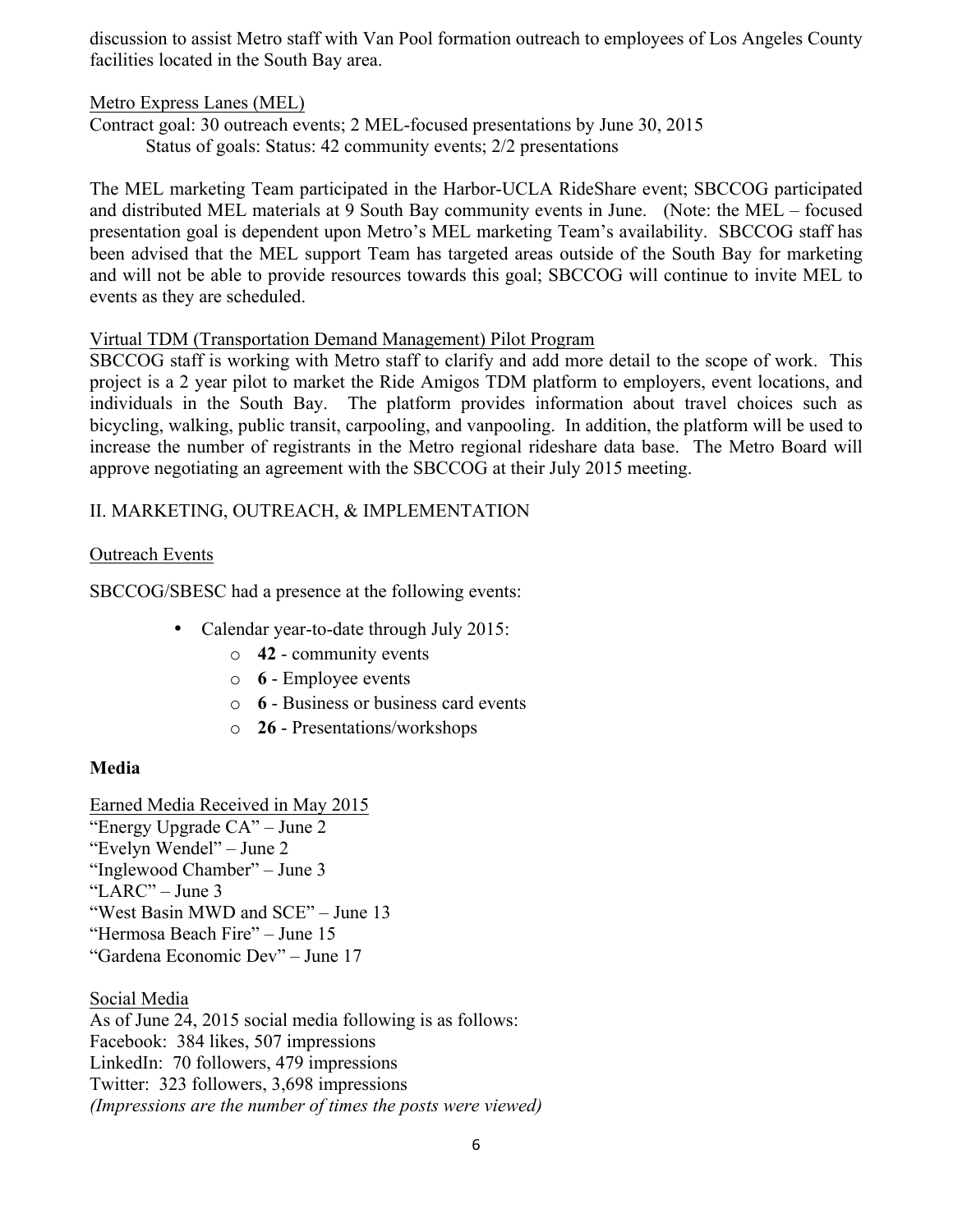discussion to assist Metro staff with Van Pool formation outreach to employees of Los Angeles County facilities located in the South Bay area.

<u>Metro Express Lanes (MEL)</u>

Contract goal: 30 outreach events; 2 MEL-focused presentations by June 30, 2015

Status of goals: Status: 42 community events; 2/2 presentations

The MEL marketing Team participated in the Harbor-UCLA RideShare event; SBCCOG participated and distributed MEL materials at 9 South Bay community events in June. (Note: the MEL – focused presentation goal is dependent upon Metro's MEL marketing Team's availability. SBCCOG staff has been advised that the MEL support Team has targeted areas outside of the South Bay for marketing and will not be able to provide resources towards this goal; SBCCOG will continue to invite MEL to events as they are scheduled.

<u>Virtual TDM (Transportation Demand Management) Pilot Program</u>

SBCCOG staff is working with Metro staff to clarify and add more detail to the scope of work. This project is a 2 year pilot to market the Ride Amigos TDM platform to employers, event locations, and individuals in the South Bay. The platform provides information about travel choices such as bicycling, walking, public transit, carpooling, and vanpooling. In addition, the platform will be used to increase the number of registrants in the Metro regional rideshare data base. The Metro Board will approve negotiating an agreement with the SBCCOG at their July 2015 meeting.

II. MARKETING, OUTREACH, & IMPLEMENTATION

<u>Outreach Events</u>

SBCCOG/SBESC had a presence at the following events:

- Calendar year-to-date through July 2015:
  - **42** - community events
  - **6** - Employee events
  - **6** - Business or business card events
  - **26** - Presentations/workshops

**Media**

<u>Earned Media Received in May 2015</u>

"Energy Upgrade CA" – June 2
"Evelyn Wendel" – June 2
"Inglewood Chamber" – June 3
"LARC" – June 3
"West Basin MWD and SCE" – June 13
"Hermosa Beach Fire" – June 15
"Gardena Economic Dev" – June 17

<u>Social Media</u>

As of June 24, 2015 social media following is as follows:
Facebook: 384 likes, 507 impressions
LinkedIn: 70 followers, 479 impressions
Twitter: 323 followers, 3,698 impressions
*(Impressions are the number of times the posts were viewed)*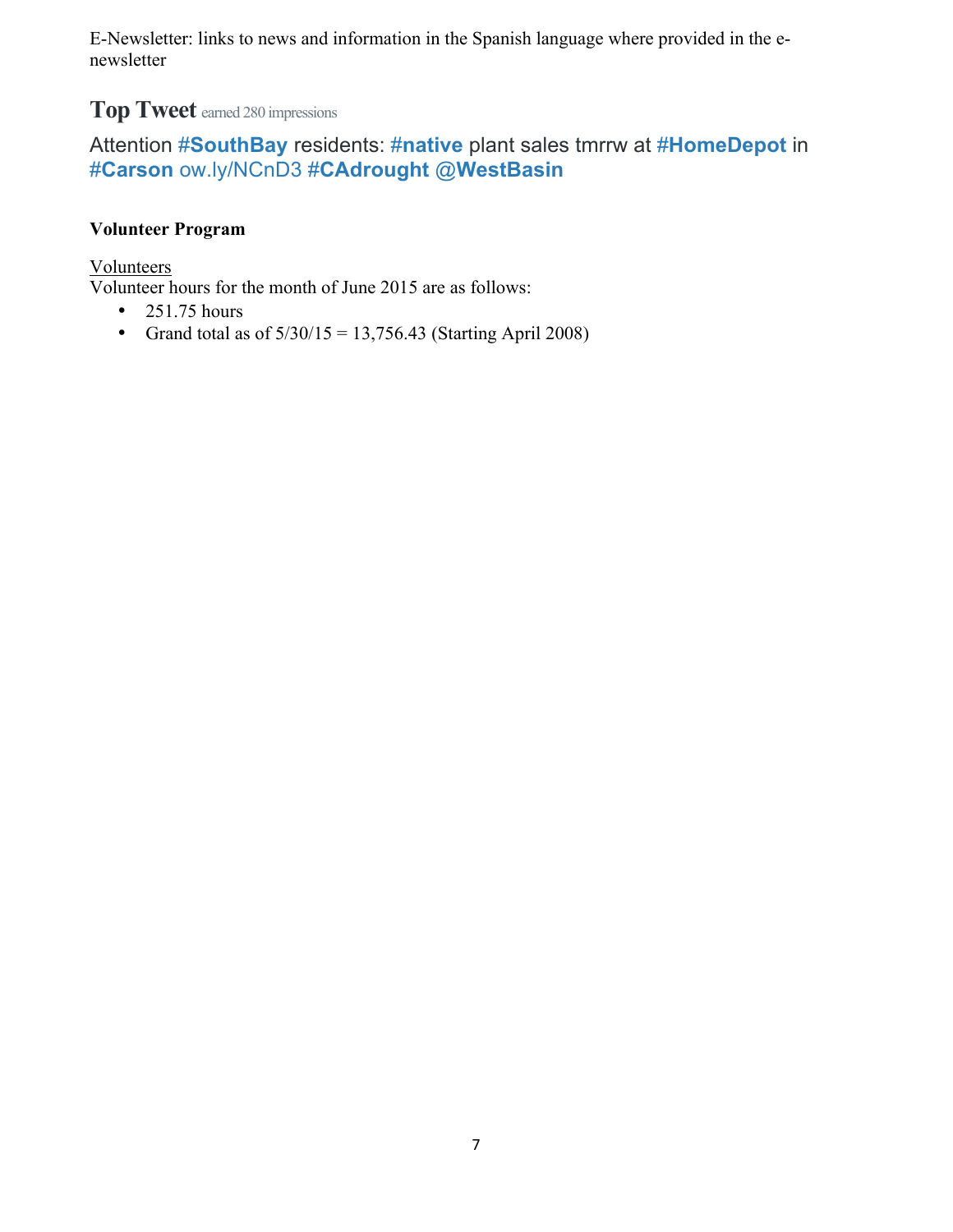E-Newsletter: links to news and information in the Spanish language where provided in the e-newsletter

## Top Tweet earned 280 impressions

Attention **#SouthBay** residents: **#native** plant sales tmrrw at **#HomeDepot** in **#Carson** ow.ly/NCnD3 **#CAdrought** **@WestBasin**

**Volunteer Program**

Volunteers

Volunteer hours for the month of June 2015 are as follows:

- 251.75 hours
- Grand total as of 5/30/15 = 13,756.43 (Starting April 2008)